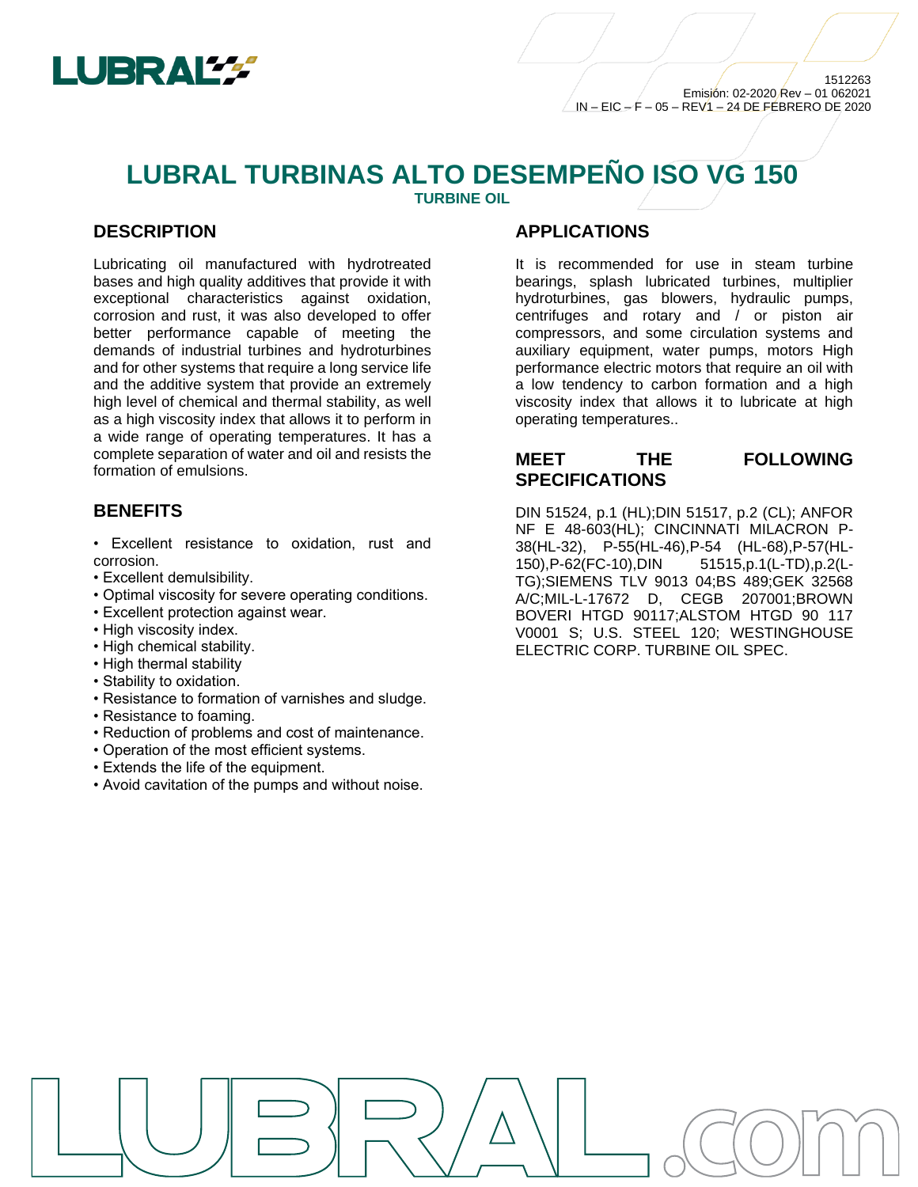1512263
Emisión: 02-2020 Rev – 01 062021
IN – EIC – F – 05 – REV1 – 24 DE FEBRERO DE 2020

# LUBRAL TURBINAS ALTO DESEMPEÑO ISO VG 150

**TURBINE OIL**

## DESCRIPTION

Lubricating oil manufactured with hydrotreated bases and high quality additives that provide it with exceptional characteristics against oxidation, corrosion and rust, it was also developed to offer better performance capable of meeting the demands of industrial turbines and hydroturbines and for other systems that require a long service life and the additive system that provide an extremely high level of chemical and thermal stability, as well as a high viscosity index that allows it to perform in a wide range of operating temperatures. It has a complete separation of water and oil and resists the formation of emulsions.

## BENEFITS

- Excellent resistance to oxidation, rust and corrosion.
- Excellent demulsibility.
- Optimal viscosity for severe operating conditions.
- Excellent protection against wear.
- High viscosity index.
- High chemical stability.
- High thermal stability
- Stability to oxidation.
- Resistance to formation of varnishes and sludge.
- Resistance to foaming.
- Reduction of problems and cost of maintenance.
- Operation of the most efficient systems.
- Extends the life of the equipment.
- Avoid cavitation of the pumps and without noise.

## APPLICATIONS

It is recommended for use in steam turbine bearings, splash lubricated turbines, multiplier hydroturbines, gas blowers, hydraulic pumps, centrifuges and rotary and / or piston air compressors, and some circulation systems and auxiliary equipment, water pumps, motors High performance electric motors that require an oil with a low tendency to carbon formation and a high viscosity index that allows it to lubricate at high operating temperatures..

## MEET THE FOLLOWING SPECIFICATIONS

DIN 51524, p.1 (HL);DIN 51517, p.2 (CL); ANFOR NF E 48-603(HL); CINCINNATI MILACRON P-38(HL-32), P-55(HL-46),P-54 (HL-68),P-57(HL-150),P-62(FC-10),DIN 51515,p.1(L-TD),p.2(L-TG);SIEMENS TLV 9013 04;BS 489;GEK 32568 A/C;MIL-L-17672 D, CEGB 207001;BROWN BOVERI HTGD 90117;ALSTOM HTGD 90 117 V0001 S; U.S. STEEL 120; WESTINGHOUSE ELECTRIC CORP. TURBINE OIL SPEC.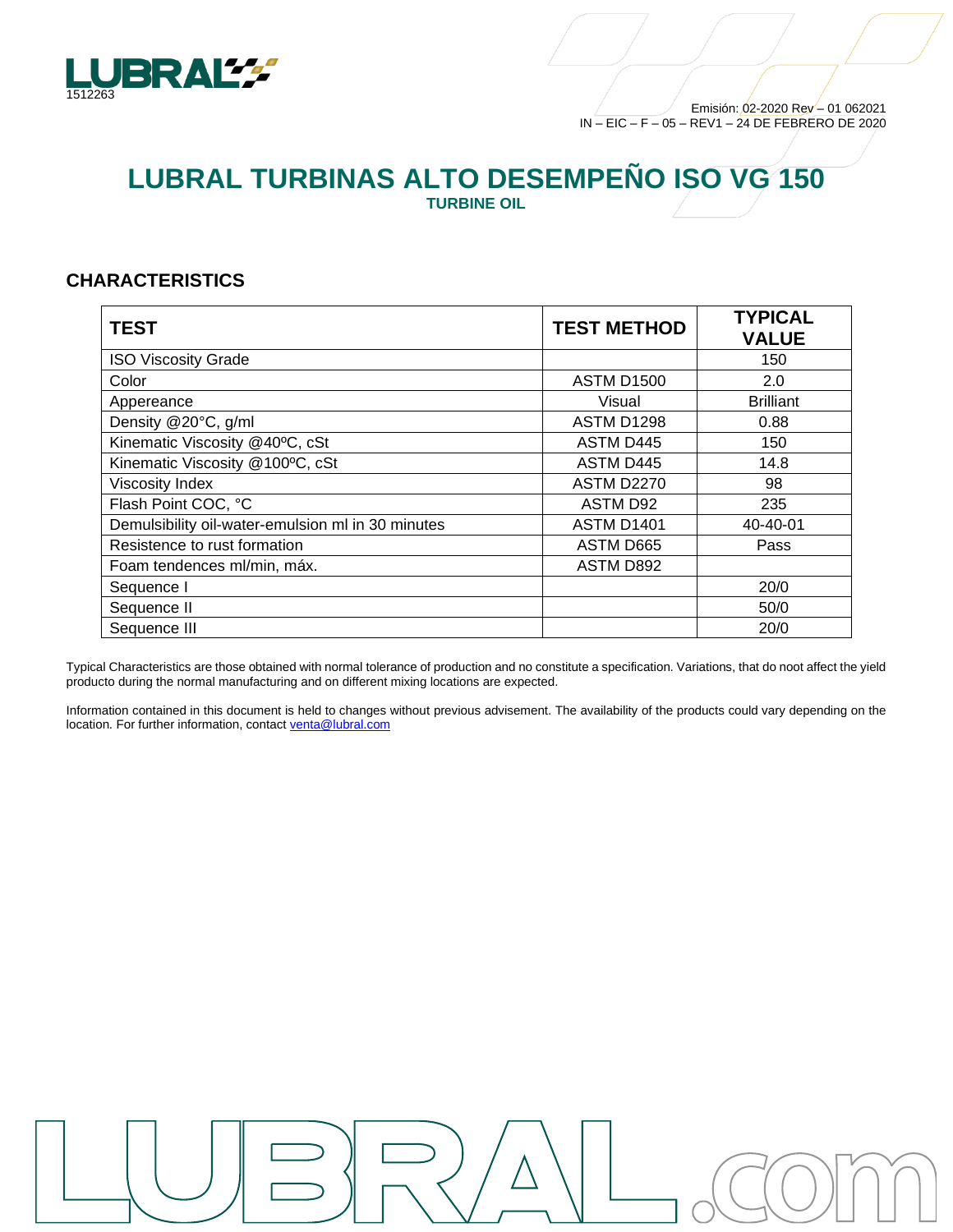# LUBRAL TURBINAS ALTO DESEMPEÑO ISO VG 150

**TURBINE OIL**

## CHARACTERISTICS

| TEST | TEST METHOD | TYPICAL VALUE |
|---|---|---|
| ISO Viscosity Grade | | 150 |
| Color | ASTM D1500 | 2.0 |
| Appereance | Visual | Brilliant |
| Density @20°C, g/ml | ASTM D1298 | 0.88 |
| Kinematic Viscosity @40ºC, cSt | ASTM D445 | 150 |
| Kinematic Viscosity @100ºC, cSt | ASTM D445 | 14.8 |
| Viscosity Index | ASTM D2270 | 98 |
| Flash Point COC, °C | ASTM D92 | 235 |
| Demulsibility oil-water-emulsion ml in 30 minutes | ASTM D1401 | 40-40-01 |
| Resistence to rust formation | ASTM D665 | Pass |
| Foam tendences ml/min, máx. | ASTM D892 | |
| Sequence I | | 20/0 |
| Sequence II | | 50/0 |
| Sequence III | | 20/0 |

Typical Characteristics are those obtained with normal tolerance of production and no constitute a specification. Variations, that do noot affect the yield producto during the normal manufacturing and on different mixing locations are expected.

Information contained in this document is held to changes without previous advisement. The availability of the products could vary depending on the location. For further information, contact venta@lubral.com